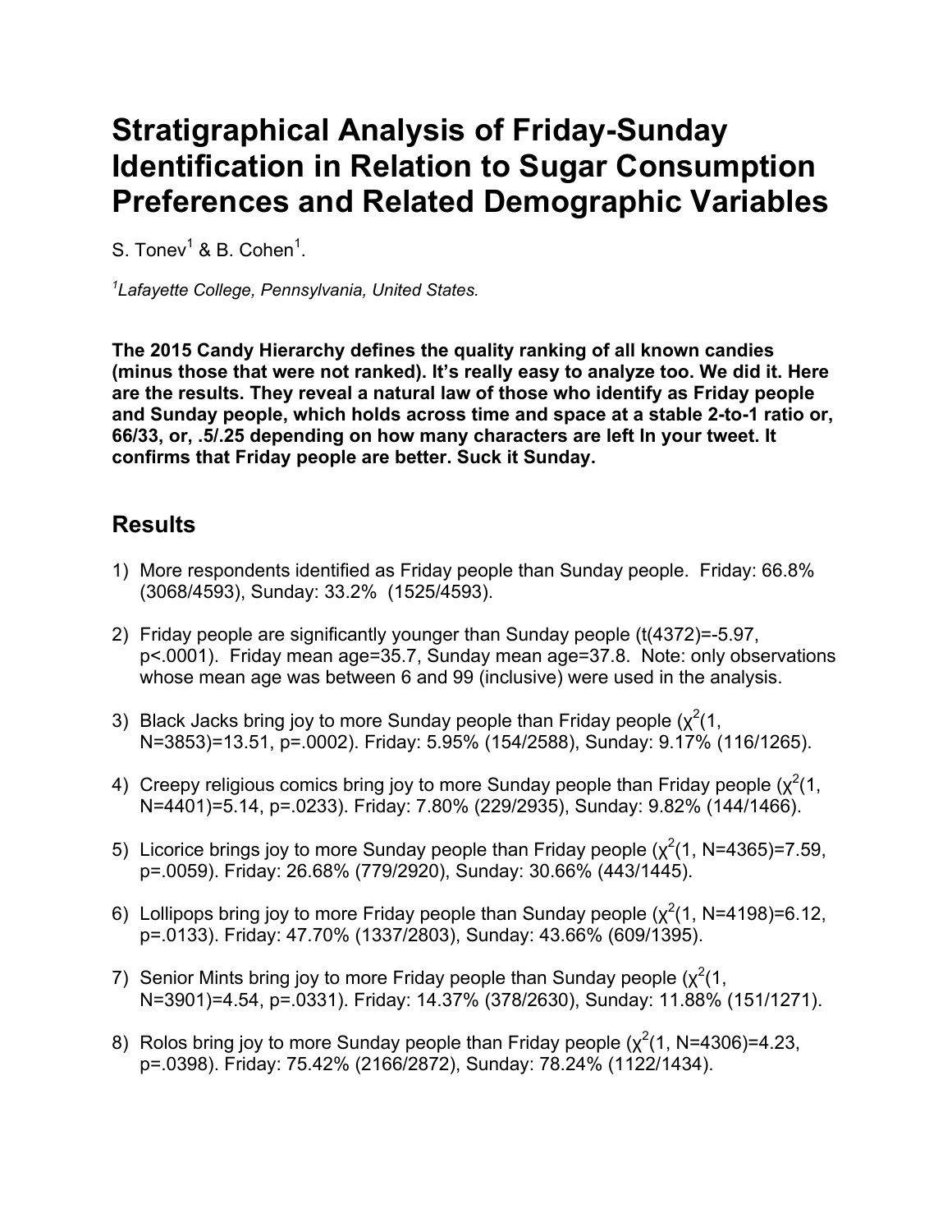# Stratigraphical Analysis of Friday-Sunday Identification in Relation to Sugar Consumption Preferences and Related Demographic Variables

S. Tonev[1] & B. Cohen[1].

*[1]Lafayette College, Pennsylvania, United States.*

**The 2015 Candy Hierarchy defines the quality ranking of all known candies (minus those that were not ranked). It's really easy to analyze too. We did it. Here are the results. They reveal a natural law of those who identify as Friday people and Sunday people, which holds across time and space at a stable 2-to-1 ratio or, 66/33, or, .5/.25 depending on how many characters are left In your tweet. It confirms that Friday people are better. Suck it Sunday.**

## Results

1) More respondents identified as Friday people than Sunday people. Friday: 66.8% (3068/4593), Sunday: 33.2% (1525/4593).

2) Friday people are significantly younger than Sunday people ($t(4372)=-5.97$, $p<.0001$). Friday mean age=35.7, Sunday mean age=37.8. Note: only observations whose mean age was between 6 and 99 (inclusive) were used in the analysis.

3) Black Jacks bring joy to more Sunday people than Friday people ($\chi^2(1, N=3853)=13.51$, $p=.0002$). Friday: 5.95% (154/2588), Sunday: 9.17% (116/1265).

4) Creepy religious comics bring joy to more Sunday people than Friday people ($\chi^2(1, N=4401)=5.14$, $p=.0233$). Friday: 7.80% (229/2935), Sunday: 9.82% (144/1466).

5) Licorice brings joy to more Sunday people than Friday people ($\chi^2(1, N=4365)=7.59$, $p=.0059$). Friday: 26.68% (779/2920), Sunday: 30.66% (443/1445).

6) Lollipops bring joy to more Friday people than Sunday people ($\chi^2(1, N=4198)=6.12$, $p=.0133$). Friday: 47.70% (1337/2803), Sunday: 43.66% (609/1395).

7) Senior Mints bring joy to more Friday people than Sunday people ($\chi^2(1, N=3901)=4.54$, $p=.0331$). Friday: 14.37% (378/2630), Sunday: 11.88% (151/1271).

8) Rolos bring joy to more Sunday people than Friday people ($\chi^2(1, N=4306)=4.23$, $p=.0398$). Friday: 75.42% (2166/2872), Sunday: 78.24% (1122/1434).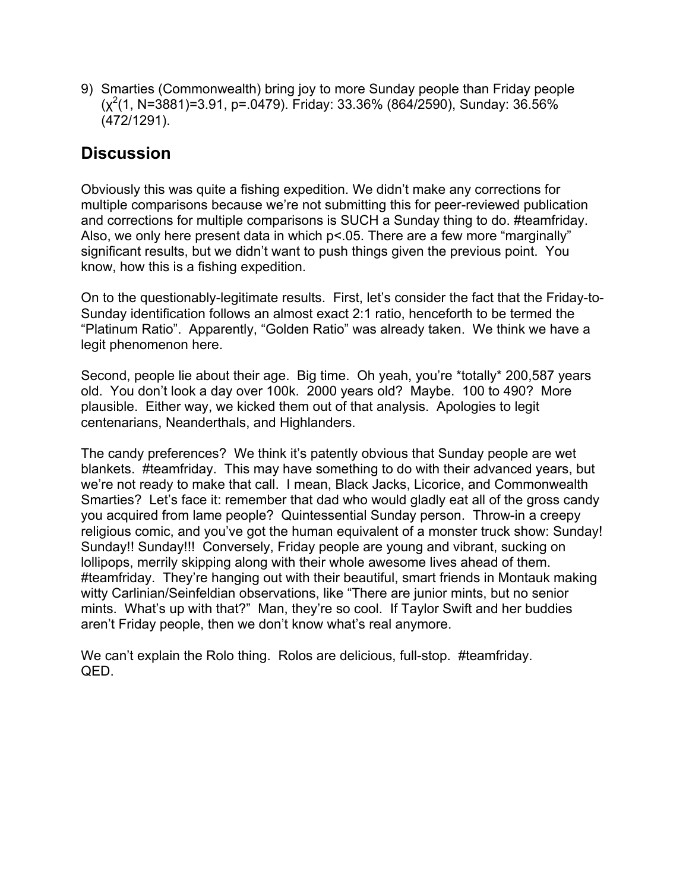9) Smarties (Commonwealth) bring joy to more Sunday people than Friday people ($\chi^2(1, N=3881)=3.91$, $p=.0479$). Friday: 33.36% (864/2590), Sunday: 36.56% (472/1291).

## Discussion

Obviously this was quite a fishing expedition. We didn't make any corrections for multiple comparisons because we're not submitting this for peer-reviewed publication and corrections for multiple comparisons is SUCH a Sunday thing to do. #teamfriday. Also, we only here present data in which $p<.05$. There are a few more "marginally" significant results, but we didn't want to push things given the previous point. You know, how this is a fishing expedition.

On to the questionably-legitimate results. First, let's consider the fact that the Friday-to-Sunday identification follows an almost exact 2:1 ratio, henceforth to be termed the "Platinum Ratio". Apparently, "Golden Ratio" was already taken. We think we have a legit phenomenon here.

Second, people lie about their age. Big time. Oh yeah, you're *totally* 200,587 years old. You don't look a day over 100k. 2000 years old? Maybe. 100 to 490? More plausible. Either way, we kicked them out of that analysis. Apologies to legit centenarians, Neanderthals, and Highlanders.

The candy preferences? We think it's patently obvious that Sunday people are wet blankets. #teamfriday. This may have something to do with their advanced years, but we're not ready to make that call. I mean, Black Jacks, Licorice, and Commonwealth Smarties? Let's face it: remember that dad who would gladly eat all of the gross candy you acquired from lame people? Quintessential Sunday person. Throw-in a creepy religious comic, and you've got the human equivalent of a monster truck show: Sunday! Sunday!! Sunday!!! Conversely, Friday people are young and vibrant, sucking on lollipops, merrily skipping along with their whole awesome lives ahead of them. #teamfriday. They're hanging out with their beautiful, smart friends in Montauk making witty Carlinian/Seinfeldian observations, like "There are junior mints, but no senior mints. What's up with that?" Man, they're so cool. If Taylor Swift and her buddies aren't Friday people, then we don't know what's real anymore.

We can't explain the Rolo thing. Rolos are delicious, full-stop. #teamfriday.
QED.